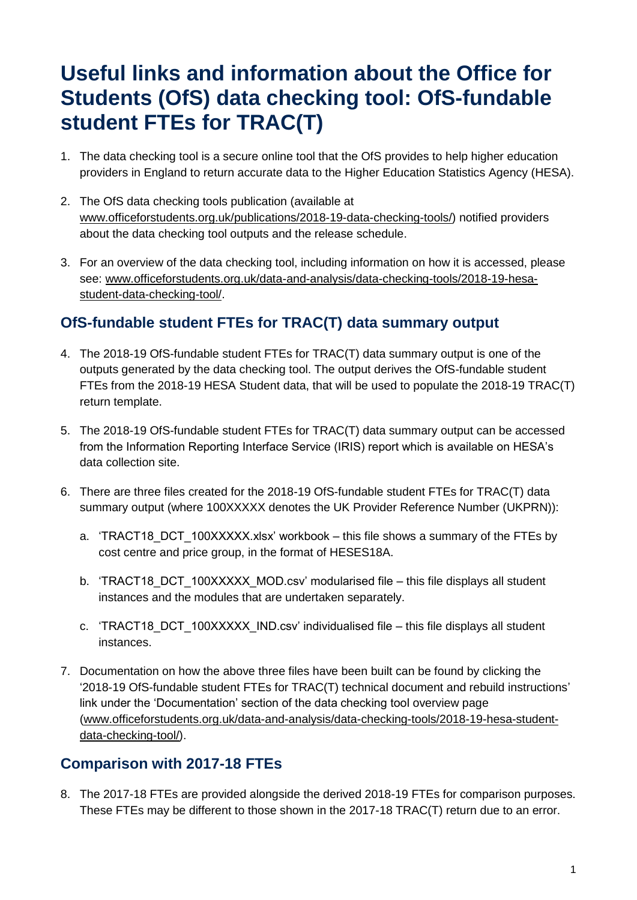# Useful links and information about the Office for Students (OfS) data checking tool: OfS-fundable student FTEs for TRAC(T)

1. The data checking tool is a secure online tool that the OfS provides to help higher education providers in England to return accurate data to the Higher Education Statistics Agency (HESA).

2. The OfS data checking tools publication (available at www.officeforstudents.org.uk/publications/2018-19-data-checking-tools/) notified providers about the data checking tool outputs and the release schedule.

3. For an overview of the data checking tool, including information on how it is accessed, please see: www.officeforstudents.org.uk/data-and-analysis/data-checking-tools/2018-19-hesa-student-data-checking-tool/.

## OfS-fundable student FTEs for TRAC(T) data summary output

4. The 2018-19 OfS-fundable student FTEs for TRAC(T) data summary output is one of the outputs generated by the data checking tool. The output derives the OfS-fundable student FTEs from the 2018-19 HESA Student data, that will be used to populate the 2018-19 TRAC(T) return template.

5. The 2018-19 OfS-fundable student FTEs for TRAC(T) data summary output can be accessed from the Information Reporting Interface Service (IRIS) report which is available on HESA's data collection site.

6. There are three files created for the 2018-19 OfS-fundable student FTEs for TRAC(T) data summary output (where 100XXXXX denotes the UK Provider Reference Number (UKPRN)):

   a. 'TRACT18_DCT_100XXXXX.xlsx' workbook – this file shows a summary of the FTEs by cost centre and price group, in the format of HESES18A.

   b. 'TRACT18_DCT_100XXXXX_MOD.csv' modularised file – this file displays all student instances and the modules that are undertaken separately.

   c. 'TRACT18_DCT_100XXXXX_IND.csv' individualised file – this file displays all student instances.

7. Documentation on how the above three files have been built can be found by clicking the '2018-19 OfS-fundable student FTEs for TRAC(T) technical document and rebuild instructions' link under the 'Documentation' section of the data checking tool overview page (www.officeforstudents.org.uk/data-and-analysis/data-checking-tools/2018-19-hesa-student-data-checking-tool/).

## Comparison with 2017-18 FTEs

8. The 2017-18 FTEs are provided alongside the derived 2018-19 FTEs for comparison purposes. These FTEs may be different to those shown in the 2017-18 TRAC(T) return due to an error.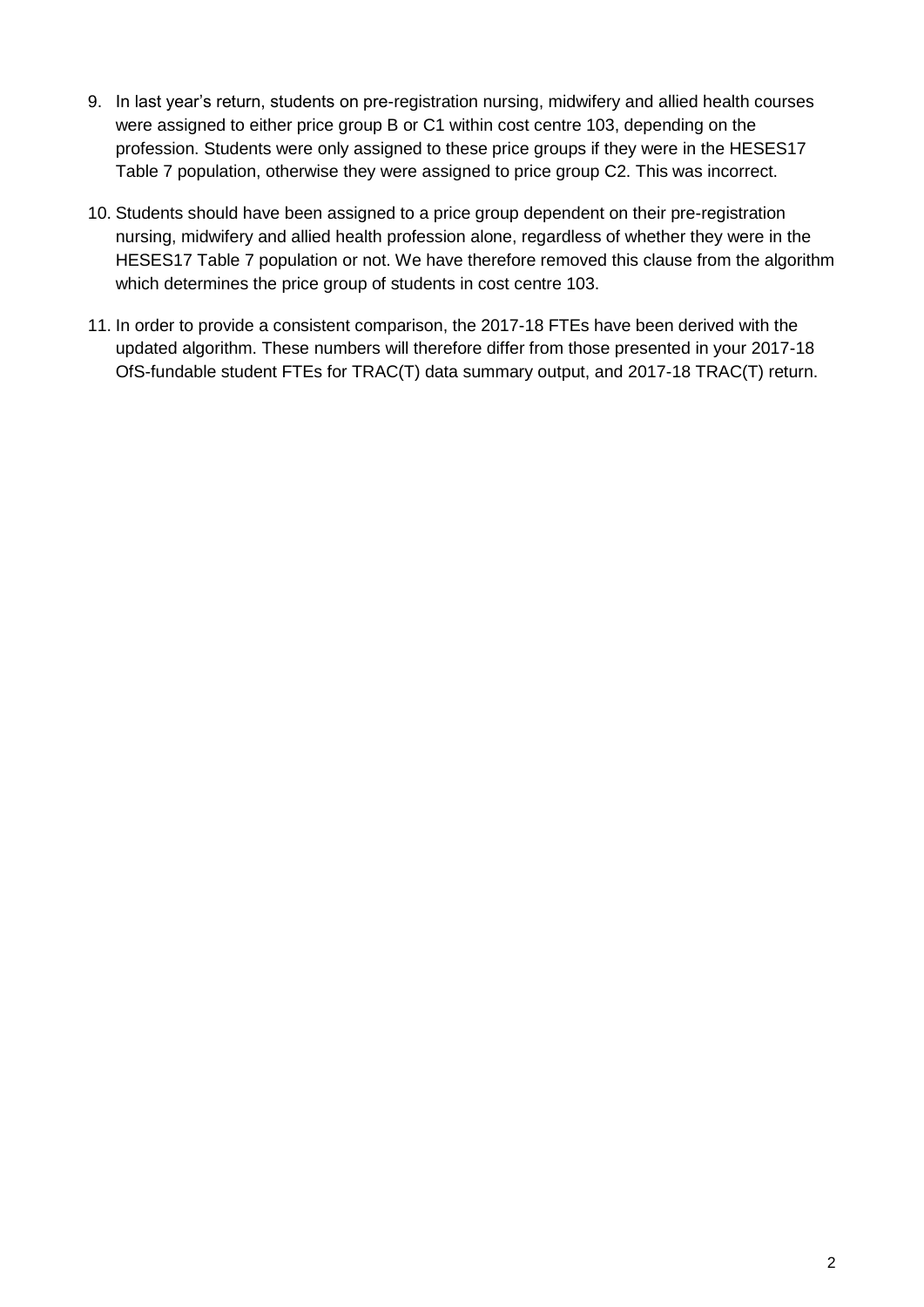9. In last year's return, students on pre-registration nursing, midwifery and allied health courses were assigned to either price group B or C1 within cost centre 103, depending on the profession. Students were only assigned to these price groups if they were in the HESES17 Table 7 population, otherwise they were assigned to price group C2. This was incorrect.

10. Students should have been assigned to a price group dependent on their pre-registration nursing, midwifery and allied health profession alone, regardless of whether they were in the HESES17 Table 7 population or not. We have therefore removed this clause from the algorithm which determines the price group of students in cost centre 103.

11. In order to provide a consistent comparison, the 2017-18 FTEs have been derived with the updated algorithm. These numbers will therefore differ from those presented in your 2017-18 OfS-fundable student FTEs for TRAC(T) data summary output, and 2017-18 TRAC(T) return.